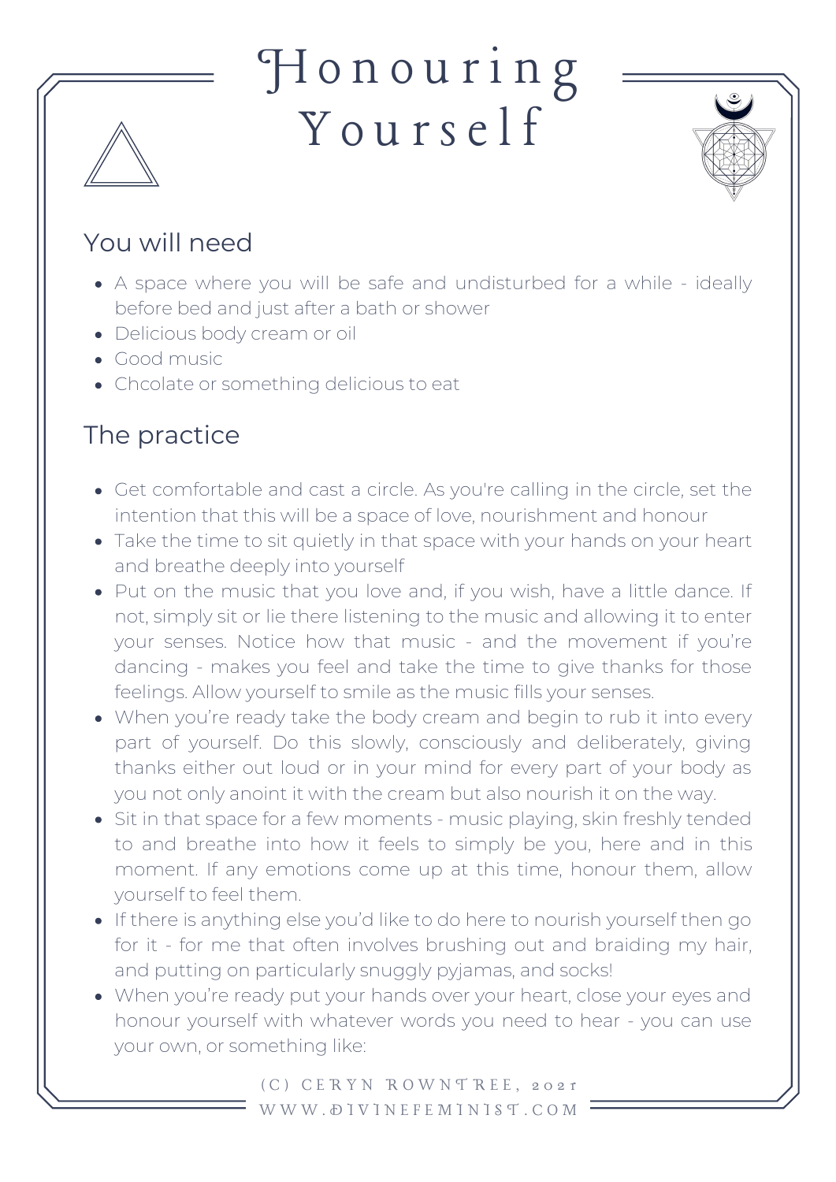# Honouring Yourself

## You will need

- A space where you will be safe and undisturbed for a while - ideally before bed and just after a bath or shower
- Delicious body cream or oil
- Good music
- Chcolate or something delicious to eat

## The practice

- Get comfortable and cast a circle. As you're calling in the circle, set the intention that this will be a space of love, nourishment and honour
- Take the time to sit quietly in that space with your hands on your heart and breathe deeply into yourself
- Put on the music that you love and, if you wish, have a little dance. If not, simply sit or lie there listening to the music and allowing it to enter your senses. Notice how that music - and the movement if you're dancing - makes you feel and take the time to give thanks for those feelings. Allow yourself to smile as the music fills your senses.
- When you're ready take the body cream and begin to rub it into every part of yourself. Do this slowly, consciously and deliberately, giving thanks either out loud or in your mind for every part of your body as you not only anoint it with the cream but also nourish it on the way.
- Sit in that space for a few moments - music playing, skin freshly tended to and breathe into how it feels to simply be you, here and in this moment. If any emotions come up at this time, honour them, allow yourself to feel them.
- If there is anything else you'd like to do here to nourish yourself then go for it - for me that often involves brushing out and braiding my hair, and putting on particularly snuggly pyjamas, and socks!
- When you're ready put your hands over your heart, close your eyes and honour yourself with whatever words you need to hear - you can use your own, or something like:

(C) CERYN ROWNTREE, 2021
WWW.DIVINEFEMINIST.COM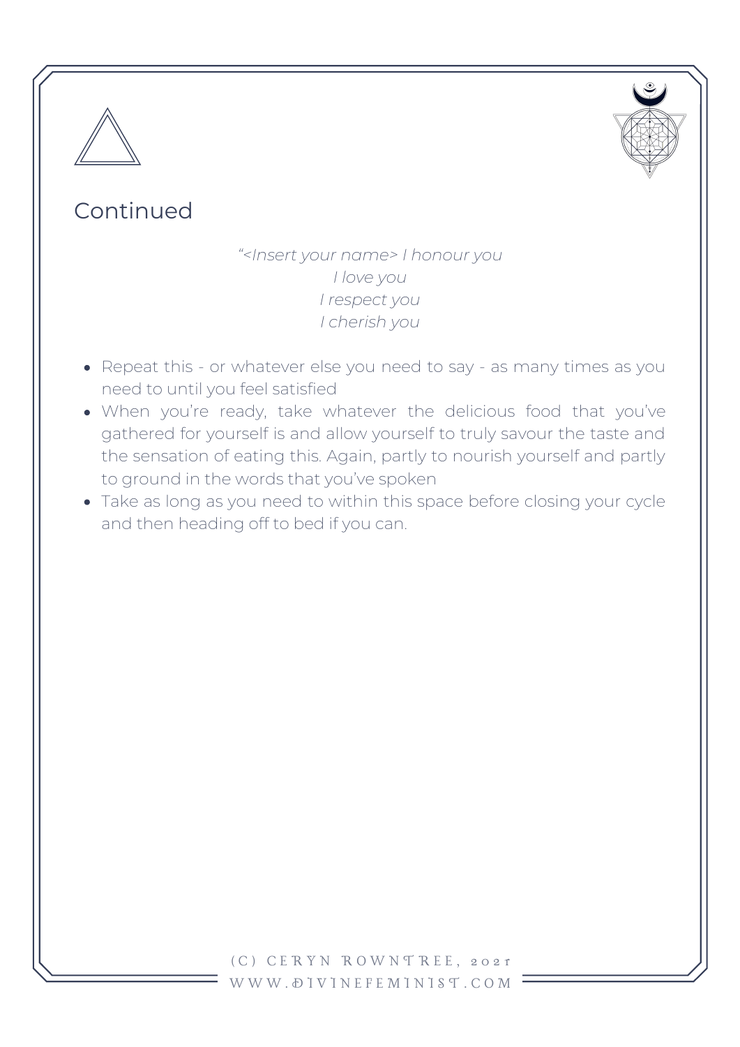## Continued

*"<Insert your name> I honour you*
*I love you*
*I respect you*
*I cherish you*

- Repeat this - or whatever else you need to say - as many times as you need to until you feel satisfied
- When you're ready, take whatever the delicious food that you've gathered for yourself is and allow yourself to truly savour the taste and the sensation of eating this. Again, partly to nourish yourself and partly to ground in the words that you've spoken
- Take as long as you need to within this space before closing your cycle and then heading off to bed if you can.